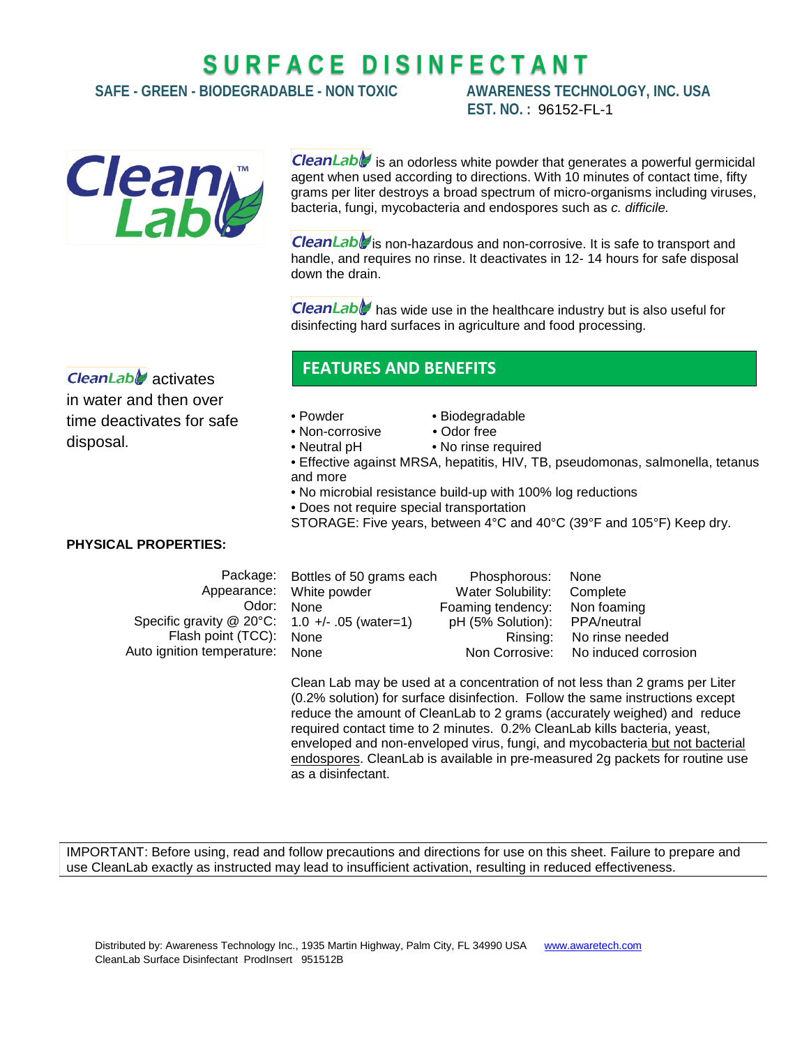# SURFACE DISINFECTANT

**SAFE - GREEN - BIODEGRADABLE - NON TOXIC**

**AWARENESS TECHNOLOGY, INC. USA**
**EST. NO. :** 96152-FL-1

CleanLab is an odorless white powder that generates a powerful germicidal agent when used according to directions. With 10 minutes of contact time, fifty grams per liter destroys a broad spectrum of micro-organisms including viruses, bacteria, fungi, mycobacteria and endospores such as *c. difficile.*

CleanLab is non-hazardous and non-corrosive. It is safe to transport and handle, and requires no rinse. It deactivates in 12- 14 hours for safe disposal down the drain.

CleanLab has wide use in the healthcare industry but is also useful for disinfecting hard surfaces in agriculture and food processing.

CleanLab activates in water and then over time deactivates for safe disposal.

## FEATURES AND BENEFITS

- Powder
- Biodegradable
- Non-corrosive
- Odor free
- Neutral pH
- No rinse required
- Effective against MRSA, hepatitis, HIV, TB, pseudomonas, salmonella, tetanus and more
- No microbial resistance build-up with 100% log reductions
- Does not require special transportation

STORAGE: Five years, between 4°C and 40°C (39°F and 105°F) Keep dry.

**PHYSICAL PROPERTIES:**

| Property | Value | Property | Value |
|---|---|---|---|
| Package: | Bottles of 50 grams each | Phosphorous: | None |
| Appearance: | White powder | Water Solubility: | Complete |
| Odor: | None | Foaming tendency: | Non foaming |
| Specific gravity @ 20°C: | 1.0 +/- .05 (water=1) | pH (5% Solution): | PPA/neutral |
| Flash point (TCC): | None | Rinsing: | No rinse needed |
| Auto ignition temperature: | None | Non Corrosive: | No induced corrosion |

Clean Lab may be used at a concentration of not less than 2 grams per Liter (0.2% solution) for surface disinfection. Follow the same instructions except reduce the amount of CleanLab to 2 grams (accurately weighed) and reduce required contact time to 2 minutes. 0.2% CleanLab kills bacteria, yeast, enveloped and non-enveloped virus, fungi, and mycobacteria <u>but not bacterial endospores</u>. CleanLab is available in pre-measured 2g packets for routine use as a disinfectant.

IMPORTANT: Before using, read and follow precautions and directions for use on this sheet. Failure to prepare and use CleanLab exactly as instructed may lead to insufficient activation, resulting in reduced effectiveness.

Distributed by: Awareness Technology Inc., 1935 Martin Highway, Palm City, FL 34990 USA www.awaretech.com
CleanLab Surface Disinfectant ProdInsert 951512B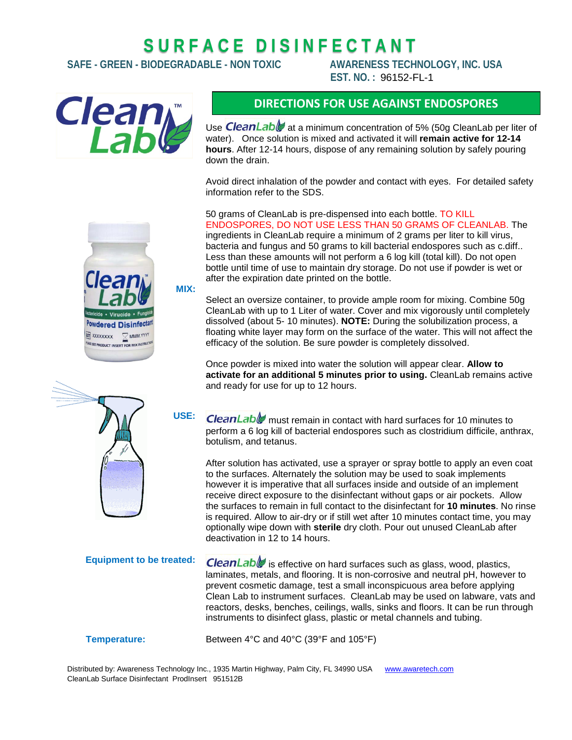# SURFACE DISINFECTANT

**SAFE - GREEN - BIODEGRADABLE - NON TOXIC**

**AWARENESS TECHNOLOGY, INC. USA**
**EST. NO. :** 96152-FL-1

## DIRECTIONS FOR USE AGAINST ENDOSPORES

Use CleanLab at a minimum concentration of 5% (50g CleanLab per liter of water). Once solution is mixed and activated it will **remain active for 12-14 hours**. After 12-14 hours, dispose of any remaining solution by safely pouring down the drain.

Avoid direct inhalation of the powder and contact with eyes. For detailed safety information refer to the SDS.

50 grams of CleanLab is pre-dispensed into each bottle. TO KILL ENDOSPORES, DO NOT USE LESS THAN 50 GRAMS OF CLEANLAB. The ingredients in CleanLab require a minimum of 2 grams per liter to kill virus, bacteria and fungus and 50 grams to kill bacterial endospores such as c.diff.. Less than these amounts will not perform a 6 log kill (total kill). Do not open bottle until time of use to maintain dry storage. Do not use if powder is wet or after the expiration date printed on the bottle.

**MIX:**

Select an oversize container, to provide ample room for mixing. Combine 50g CleanLab with up to 1 Liter of water. Cover and mix vigorously until completely dissolved (about 5- 10 minutes). **NOTE:** During the solubilization process, a floating white layer may form on the surface of the water. This will not affect the efficacy of the solution. Be sure powder is completely dissolved.

Once powder is mixed into water the solution will appear clear. **Allow to activate for an additional 5 minutes prior to using.** CleanLab remains active and ready for use for up to 12 hours.

**USE:**

CleanLab must remain in contact with hard surfaces for 10 minutes to perform a 6 log kill of bacterial endospores such as clostridium difficile, anthrax, botulism, and tetanus.

After solution has activated, use a sprayer or spray bottle to apply an even coat to the surfaces. Alternately the solution may be used to soak implements however it is imperative that all surfaces inside and outside of an implement receive direct exposure to the disinfectant without gaps or air pockets. Allow the surfaces to remain in full contact to the disinfectant for **10 minutes**. No rinse is required. Allow to air-dry or if still wet after 10 minutes contact time, you may optionally wipe down with **sterile** dry cloth. Pour out unused CleanLab after deactivation in 12 to 14 hours.

**Equipment to be treated:**

CleanLab is effective on hard surfaces such as glass, wood, plastics, laminates, metals, and flooring. It is non-corrosive and neutral pH, however to prevent cosmetic damage, test a small inconspicuous area before applying Clean Lab to instrument surfaces. CleanLab may be used on labware, vats and reactors, desks, benches, ceilings, walls, sinks and floors. It can be run through instruments to disinfect glass, plastic or metal channels and tubing.

**Temperature:** Between 4°C and 40°C (39°F and 105°F)

Distributed by: Awareness Technology Inc., 1935 Martin Highway, Palm City, FL 34990 USA www.awaretech.com
CleanLab Surface Disinfectant ProdInsert 951512B